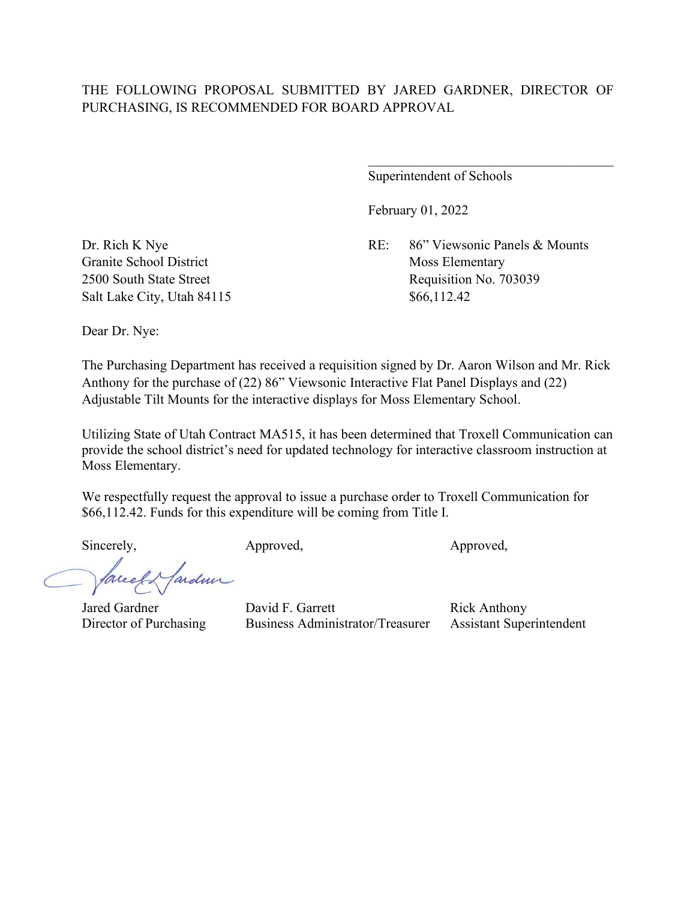THE FOLLOWING PROPOSAL SUBMITTED BY JARED GARDNER, DIRECTOR OF PURCHASING, IS RECOMMENDED FOR BOARD APPROVAL

\_\_\_\_\_\_\_\_\_\_\_\_\_\_\_\_\_\_\_\_\_\_\_\_\_\_\_\_\_\_\_\_\_\_\_\_

Superintendent of Schools

February 01, 2022

Dr. Rich K Nye
Granite School District
2500 South State Street
Salt Lake City, Utah 84115

RE: 86" Viewsonic Panels & Mounts
Moss Elementary
Requisition No. 703039
$66,112.42

Dear Dr. Nye:

The Purchasing Department has received a requisition signed by Dr. Aaron Wilson and Mr. Rick Anthony for the purchase of (22) 86" Viewsonic Interactive Flat Panel Displays and (22) Adjustable Tilt Mounts for the interactive displays for Moss Elementary School.

Utilizing State of Utah Contract MA515, it has been determined that Troxell Communication can provide the school district's need for updated technology for interactive classroom instruction at Moss Elementary.

We respectfully request the approval to issue a purchase order to Troxell Communication for $66,112.42. Funds for this expenditure will be coming from Title I.

Sincerely,

Jared Gardner
Director of Purchasing

Approved,

David F. Garrett
Business Administrator/Treasurer

Approved,

Rick Anthony
Assistant Superintendent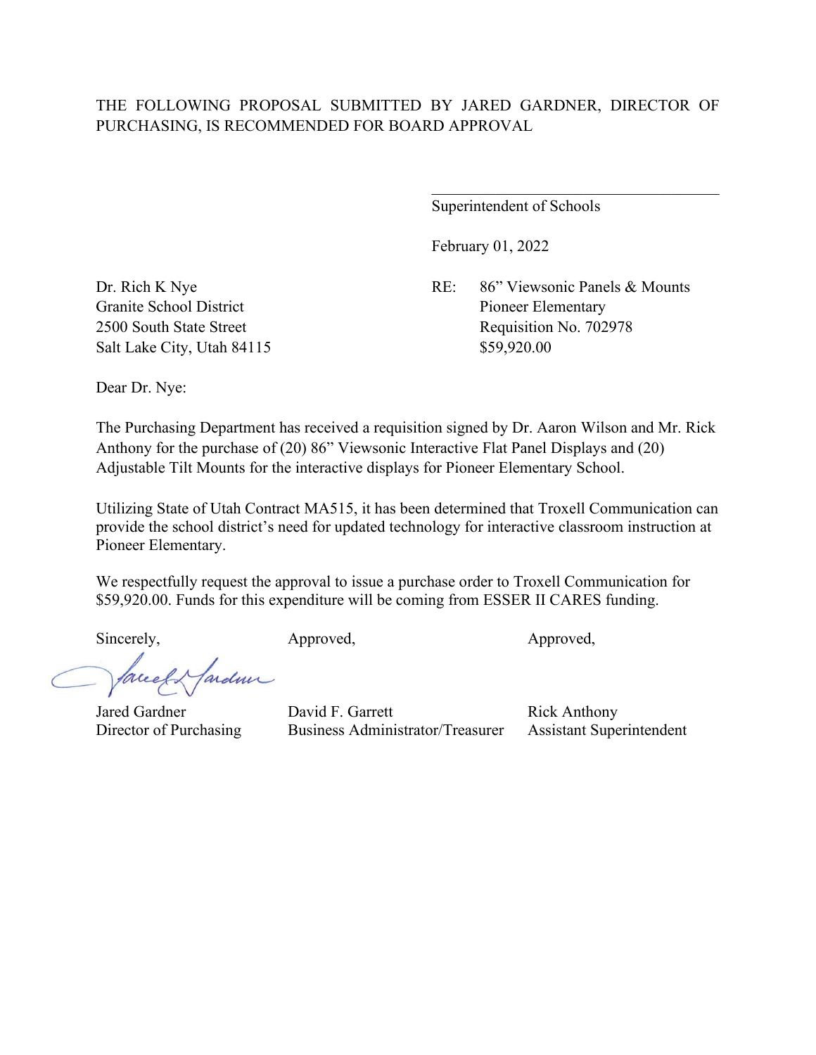THE FOLLOWING PROPOSAL SUBMITTED BY JARED GARDNER, DIRECTOR OF PURCHASING, IS RECOMMENDED FOR BOARD APPROVAL

\_\_\_\_\_\_\_\_\_\_\_\_\_\_\_\_\_\_\_\_\_\_\_\_\_\_\_\_\_\_\_\_\_\_\_\_
Superintendent of Schools

February 01, 2022

Dr. Rich K Nye
Granite School District
2500 South State Street
Salt Lake City, Utah 84115

RE: 86” Viewsonic Panels & Mounts
Pioneer Elementary
Requisition No. 702978
$59,920.00

Dear Dr. Nye:

The Purchasing Department has received a requisition signed by Dr. Aaron Wilson and Mr. Rick Anthony for the purchase of (20) 86” Viewsonic Interactive Flat Panel Displays and (20) Adjustable Tilt Mounts for the interactive displays for Pioneer Elementary School.

Utilizing State of Utah Contract MA515, it has been determined that Troxell Communication can provide the school district’s need for updated technology for interactive classroom instruction at Pioneer Elementary.

We respectfully request the approval to issue a purchase order to Troxell Communication for $59,920.00. Funds for this expenditure will be coming from ESSER II CARES funding.

| Sincerely, | Approved, | Approved, |
|---|---|---|
| Jared Gardner | David F. Garrett | Rick Anthony |
| Director of Purchasing | Business Administrator/Treasurer | Assistant Superintendent |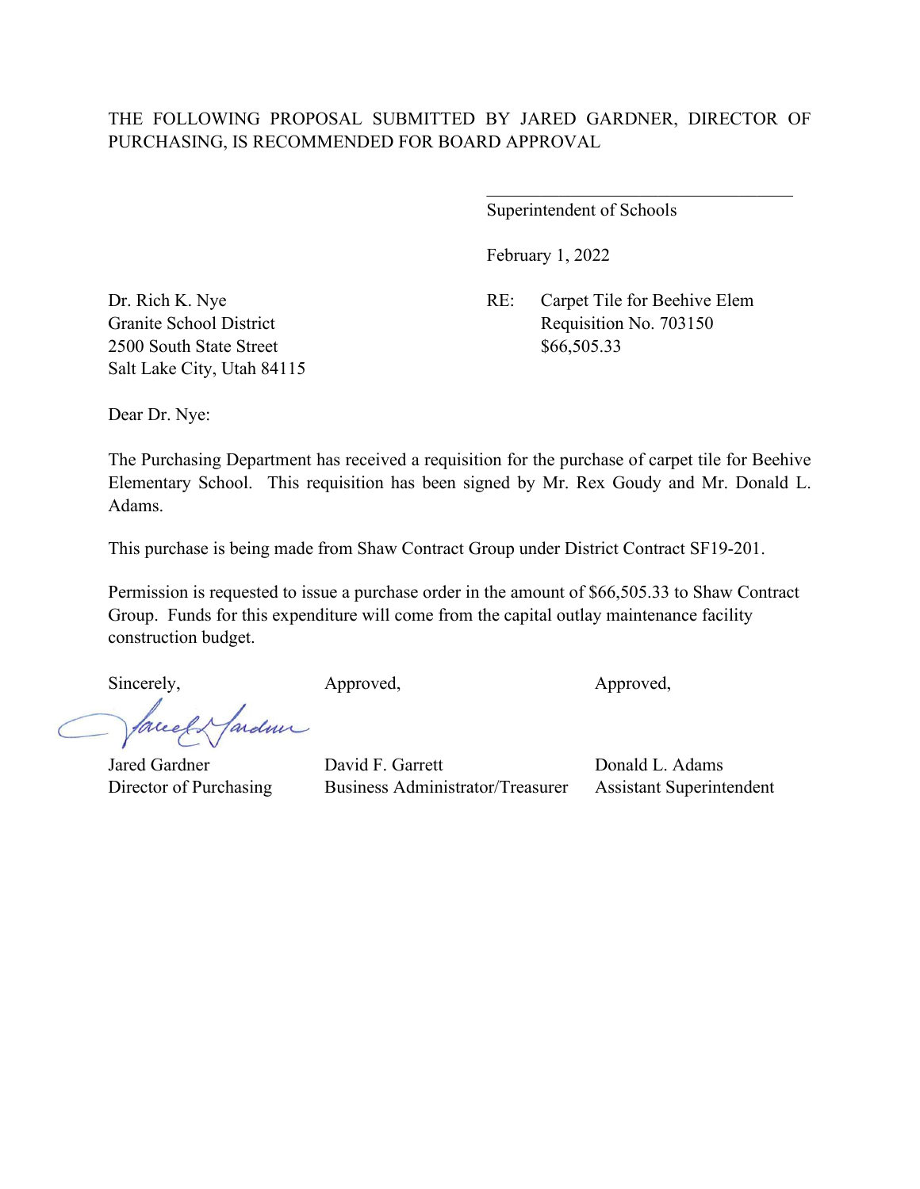THE FOLLOWING PROPOSAL SUBMITTED BY JARED GARDNER, DIRECTOR OF PURCHASING, IS RECOMMENDED FOR BOARD APPROVAL

\_\_\_\_\_\_\_\_\_\_\_\_\_\_\_\_\_\_\_\_\_\_\_\_\_\_\_\_\_\_\_\_\_\_\_\_

Superintendent of Schools

February 1, 2022

Dr. Rich K. Nye
Granite School District
2500 South State Street
Salt Lake City, Utah 84115

RE: Carpet Tile for Beehive Elem
Requisition No. 703150
$66,505.33

Dear Dr. Nye:

The Purchasing Department has received a requisition for the purchase of carpet tile for Beehive Elementary School. This requisition has been signed by Mr. Rex Goudy and Mr. Donald L. Adams.

This purchase is being made from Shaw Contract Group under District Contract SF19-201.

Permission is requested to issue a purchase order in the amount of $66,505.33 to Shaw Contract Group. Funds for this expenditure will come from the capital outlay maintenance facility construction budget.

| Sincerely, | Approved, | Approved, |
|---|---|---|
| Jared Gardner | David F. Garrett | Donald L. Adams |
| Director of Purchasing | Business Administrator/Treasurer | Assistant Superintendent |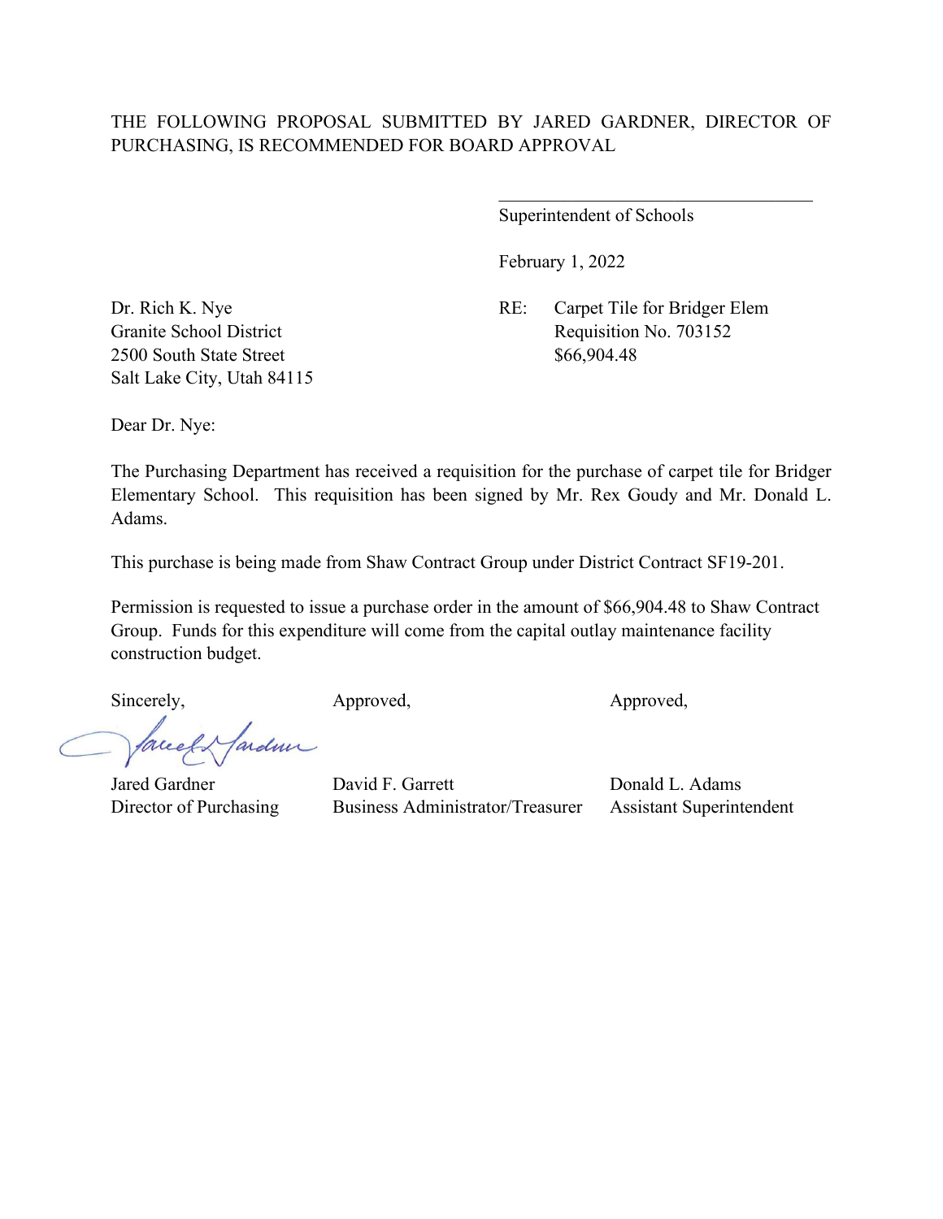THE FOLLOWING PROPOSAL SUBMITTED BY JARED GARDNER, DIRECTOR OF PURCHASING, IS RECOMMENDED FOR BOARD APPROVAL

\_\_\_\_\_\_\_\_\_\_\_\_\_\_\_\_\_\_\_\_\_\_\_\_\_\_\_\_\_\_\_\_\_\_\_
Superintendent of Schools

February 1, 2022

Dr. Rich K. Nye
Granite School District
2500 South State Street
Salt Lake City, Utah 84115

RE: Carpet Tile for Bridger Elem
Requisition No. 703152
$66,904.48

Dear Dr. Nye:

The Purchasing Department has received a requisition for the purchase of carpet tile for Bridger Elementary School. This requisition has been signed by Mr. Rex Goudy and Mr. Donald L. Adams.

This purchase is being made from Shaw Contract Group under District Contract SF19-201.

Permission is requested to issue a purchase order in the amount of $66,904.48 to Shaw Contract Group. Funds for this expenditure will come from the capital outlay maintenance facility construction budget.

| Sincerely, | Approved, | Approved, |
| --- | --- | --- |
| Jared Gardner | David F. Garrett | Donald L. Adams |
| Director of Purchasing | Business Administrator/Treasurer | Assistant Superintendent |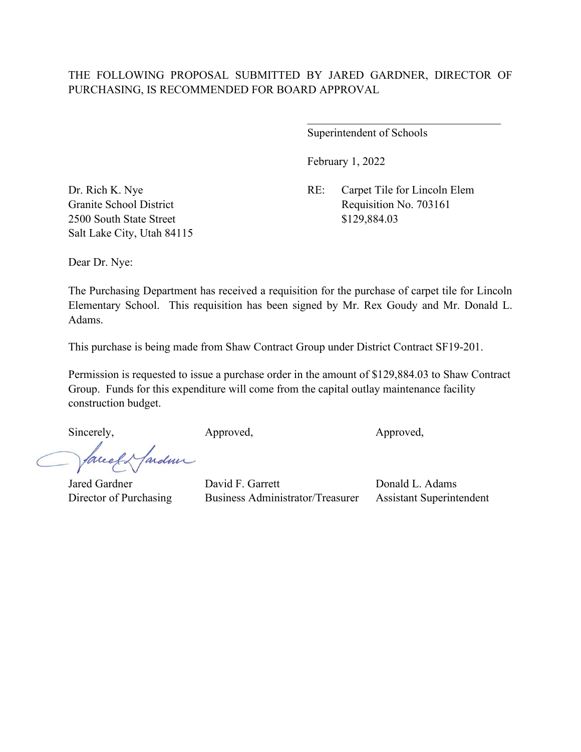THE FOLLOWING PROPOSAL SUBMITTED BY JARED GARDNER, DIRECTOR OF PURCHASING, IS RECOMMENDED FOR BOARD APPROVAL

\_\_\_\_\_\_\_\_\_\_\_\_\_\_\_\_\_\_\_\_\_\_\_\_\_\_\_\_\_\_\_\_\_\_\_\_

Superintendent of Schools

February 1, 2022

Dr. Rich K. Nye
Granite School District
2500 South State Street
Salt Lake City, Utah 84115

RE: Carpet Tile for Lincoln Elem
Requisition No. 703161
$129,884.03

Dear Dr. Nye:

The Purchasing Department has received a requisition for the purchase of carpet tile for Lincoln Elementary School. This requisition has been signed by Mr. Rex Goudy and Mr. Donald L. Adams.

This purchase is being made from Shaw Contract Group under District Contract SF19-201.

Permission is requested to issue a purchase order in the amount of $129,884.03 to Shaw Contract Group. Funds for this expenditure will come from the capital outlay maintenance facility construction budget.

| Sincerely, | Approved, | Approved, |
|---|---|---|
| Jared Gardner | David F. Garrett | Donald L. Adams |
| Director of Purchasing | Business Administrator/Treasurer | Assistant Superintendent |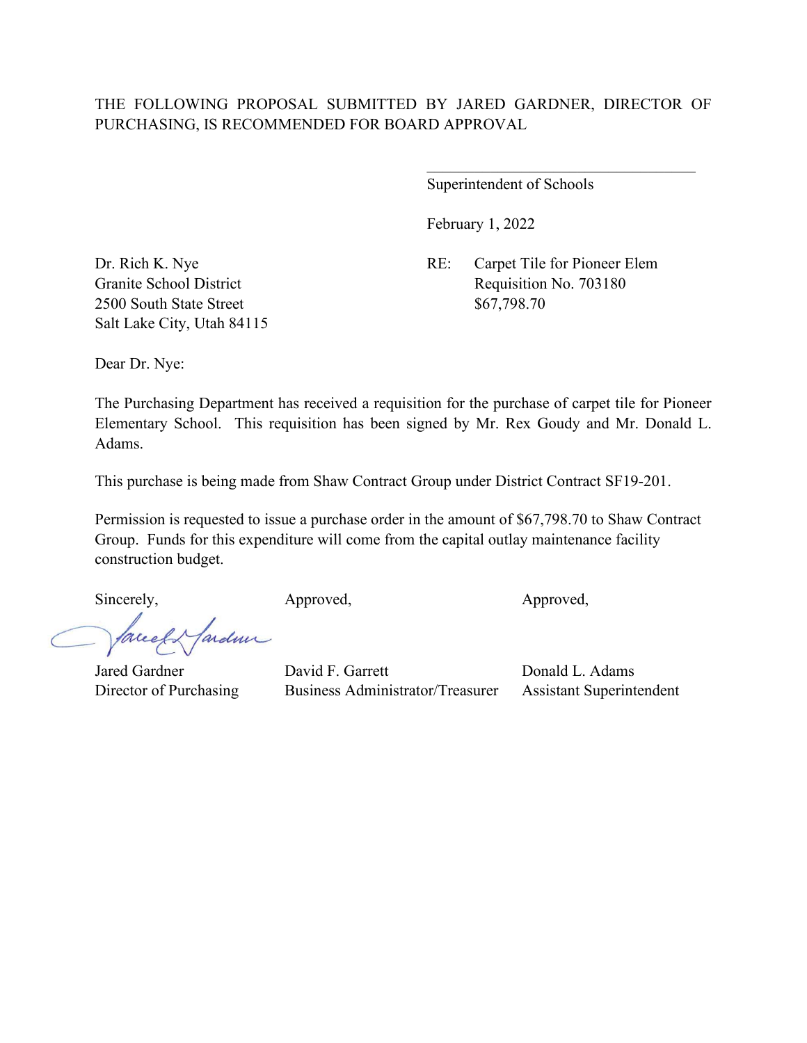THE FOLLOWING PROPOSAL SUBMITTED BY JARED GARDNER, DIRECTOR OF PURCHASING, IS RECOMMENDED FOR BOARD APPROVAL

\_\_\_\_\_\_\_\_\_\_\_\_\_\_\_\_\_\_\_\_\_\_\_\_\_\_\_\_\_\_\_\_\_\_\_\_
Superintendent of Schools

February 1, 2022

Dr. Rich K. Nye
Granite School District
2500 South State Street
Salt Lake City, Utah 84115

RE: Carpet Tile for Pioneer Elem
Requisition No. 703180
$67,798.70

Dear Dr. Nye:

The Purchasing Department has received a requisition for the purchase of carpet tile for Pioneer Elementary School. This requisition has been signed by Mr. Rex Goudy and Mr. Donald L. Adams.

This purchase is being made from Shaw Contract Group under District Contract SF19-201.

Permission is requested to issue a purchase order in the amount of $67,798.70 to Shaw Contract Group. Funds for this expenditure will come from the capital outlay maintenance facility construction budget.

| Sincerely, | Approved, | Approved, |
|---|---|---|
| Jared Gardner | David F. Garrett | Donald L. Adams |
| Director of Purchasing | Business Administrator/Treasurer | Assistant Superintendent |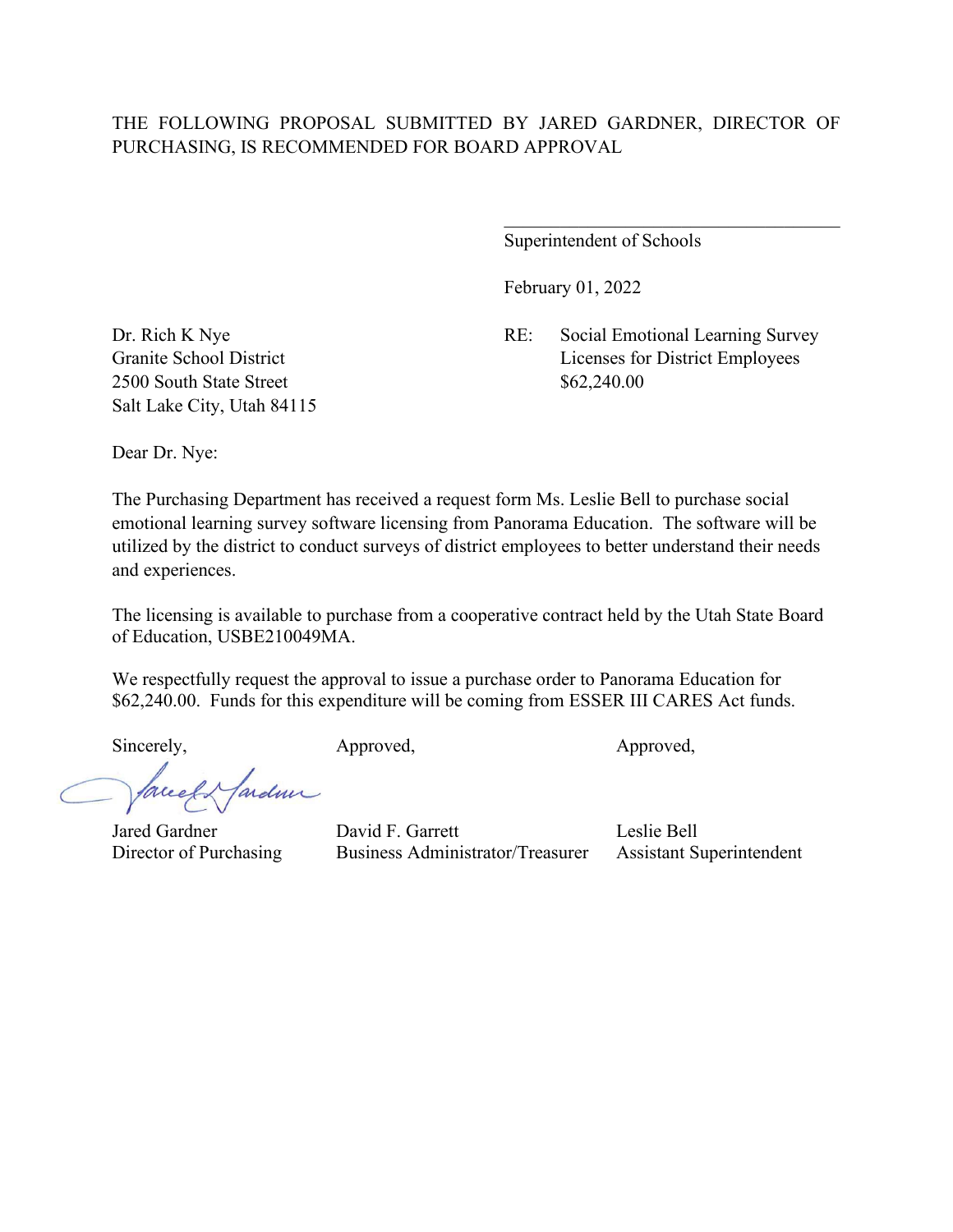THE FOLLOWING PROPOSAL SUBMITTED BY JARED GARDNER, DIRECTOR OF PURCHASING, IS RECOMMENDED FOR BOARD APPROVAL

\_\_\_\_\_\_\_\_\_\_\_\_\_\_\_\_\_\_\_\_\_\_\_\_\_\_\_\_\_\_\_\_\_\_\_\_

Superintendent of Schools

February 01, 2022

Dr. Rich K Nye
Granite School District
2500 South State Street
Salt Lake City, Utah 84115

RE: Social Emotional Learning Survey Licenses for District Employees
$62,240.00

Dear Dr. Nye:

The Purchasing Department has received a request form Ms. Leslie Bell to purchase social emotional learning survey software licensing from Panorama Education. The software will be utilized by the district to conduct surveys of district employees to better understand their needs and experiences.

The licensing is available to purchase from a cooperative contract held by the Utah State Board of Education, USBE210049MA.

We respectfully request the approval to issue a purchase order to Panorama Education for $62,240.00. Funds for this expenditure will be coming from ESSER III CARES Act funds.

| Sincerely, | Approved, | Approved, |
|---|---|---|
| Jared Gardner | David F. Garrett | Leslie Bell |
| Director of Purchasing | Business Administrator/Treasurer | Assistant Superintendent |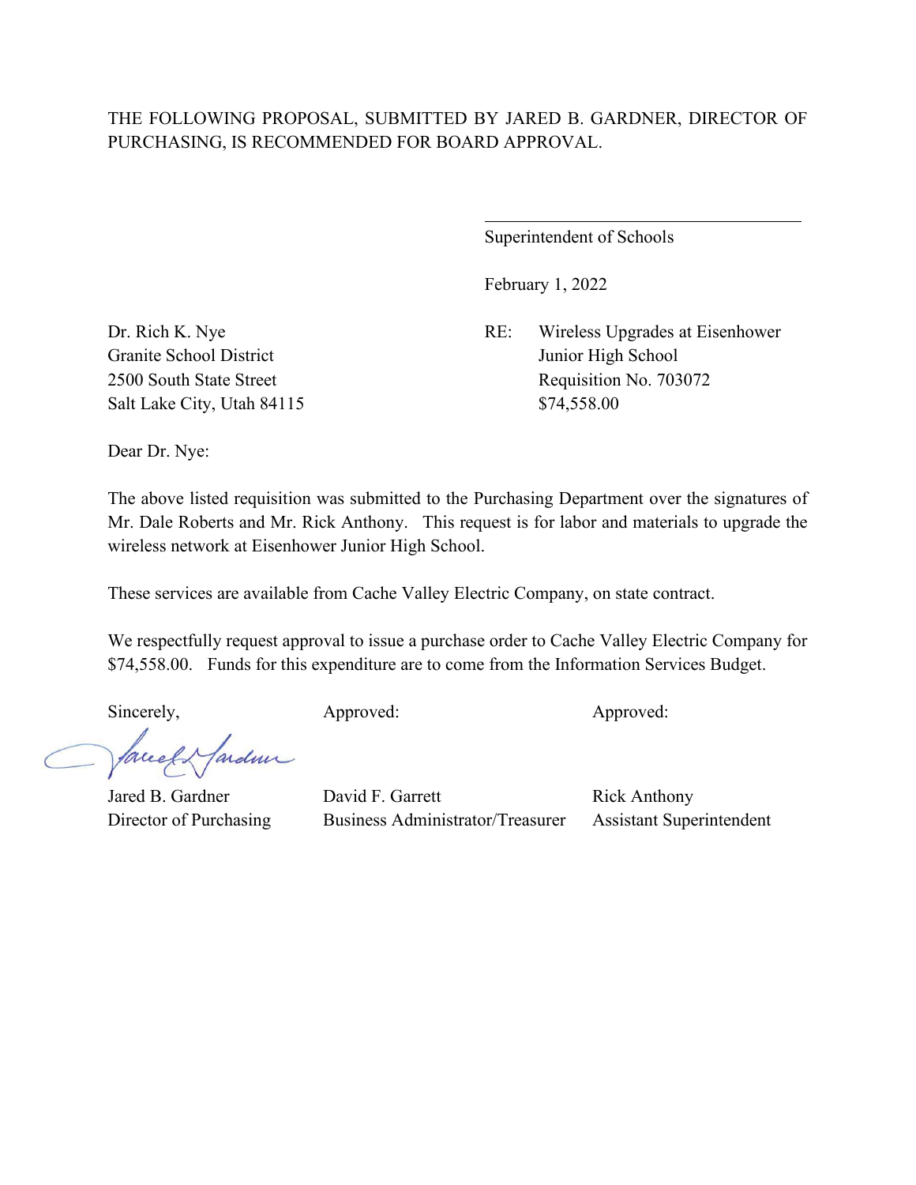THE FOLLOWING PROPOSAL, SUBMITTED BY JARED B. GARDNER, DIRECTOR OF PURCHASING, IS RECOMMENDED FOR BOARD APPROVAL.

\_\_\_\_\_\_\_\_\_\_\_\_\_\_\_\_\_\_\_\_\_\_\_\_\_\_\_\_\_\_

Superintendent of Schools

February 1, 2022

Dr. Rich K. Nye
Granite School District
2500 South State Street
Salt Lake City, Utah 84115

RE: Wireless Upgrades at Eisenhower Junior High School
Requisition No. 703072
$74,558.00

Dear Dr. Nye:

The above listed requisition was submitted to the Purchasing Department over the signatures of Mr. Dale Roberts and Mr. Rick Anthony. This request is for labor and materials to upgrade the wireless network at Eisenhower Junior High School.

These services are available from Cache Valley Electric Company, on state contract.

We respectfully request approval to issue a purchase order to Cache Valley Electric Company for $74,558.00. Funds for this expenditure are to come from the Information Services Budget.

| Sincerely, | Approved: | Approved: |
|---|---|---|
| Jared B. Gardner | David F. Garrett | Rick Anthony |
| Director of Purchasing | Business Administrator/Treasurer | Assistant Superintendent |